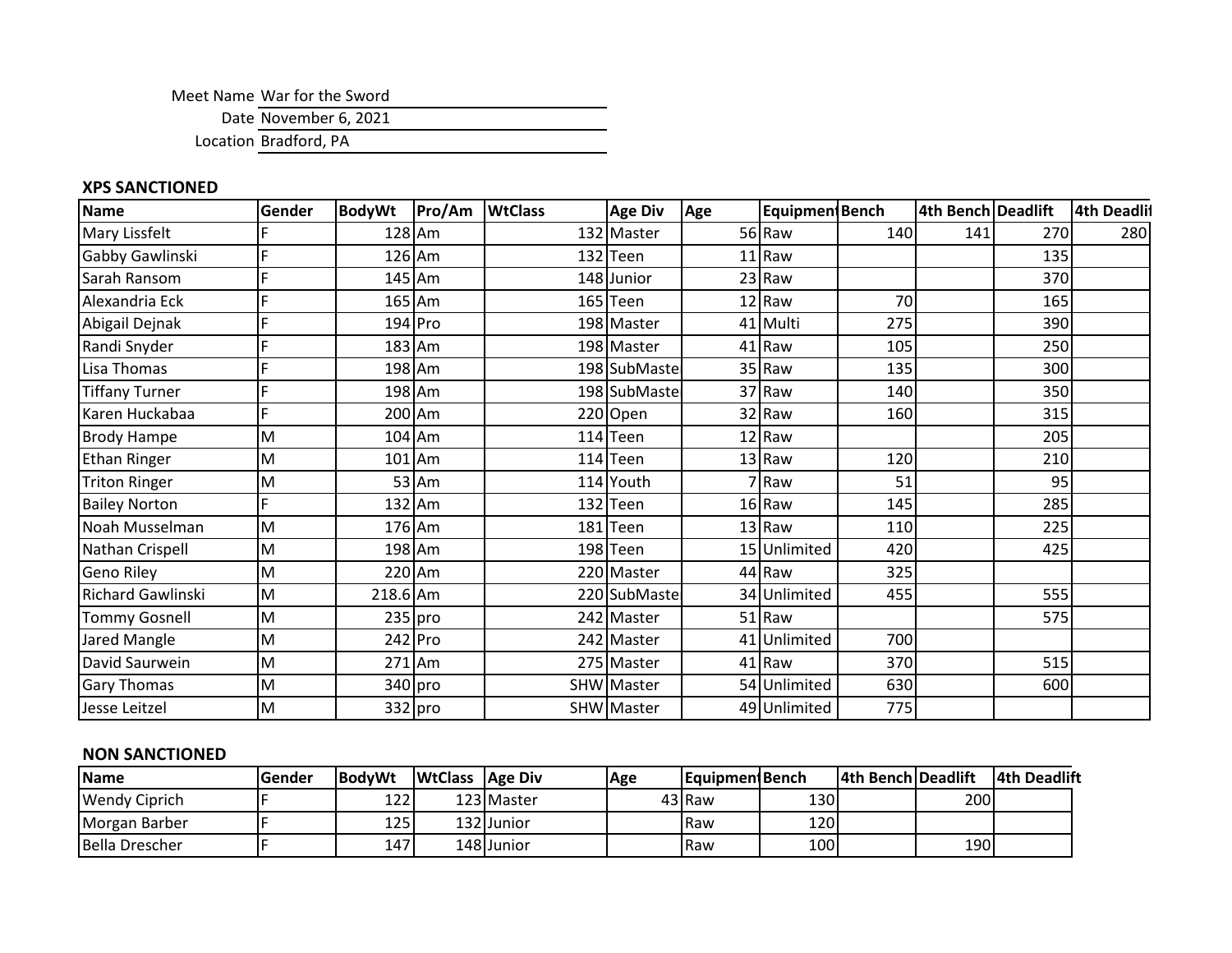Meet Name War for the Sword

Date November 6, 2021

Location Bradford, PA

**XPS SANCTIONED**

| Name | Gender | BodyWt | Pro/Am | WtClass | Age Div | Age | Equipment | Bench | 4th Bench | Deadlift | 4th Deadlift |
|---|---|---|---|---|---|---|---|---|---|---|---|
| Mary Lissfelt | F | 128 | Am | 132 | Master | 56 | Raw | 140 | 141 | 270 | 280 |
| Gabby Gawlinski | F | 126 | Am | 132 | Teen | 11 | Raw | | | 135 | |
| Sarah Ransom | F | 145 | Am | 148 | Junior | 23 | Raw | | | 370 | |
| Alexandria Eck | F | 165 | Am | 165 | Teen | 12 | Raw | 70 | | 165 | |
| Abigail Dejnak | F | 194 | Pro | 198 | Master | 41 | Multi | 275 | | 390 | |
| Randi Snyder | F | 183 | Am | 198 | Master | 41 | Raw | 105 | | 250 | |
| Lisa Thomas | F | 198 | Am | 198 | SubMaste | 35 | Raw | 135 | | 300 | |
| Tiffany Turner | F | 198 | Am | 198 | SubMaste | 37 | Raw | 140 | | 350 | |
| Karen Huckabaa | F | 200 | Am | 220 | Open | 32 | Raw | 160 | | 315 | |
| Brody Hampe | M | 104 | Am | 114 | Teen | 12 | Raw | | | 205 | |
| Ethan Ringer | M | 101 | Am | 114 | Teen | 13 | Raw | 120 | | 210 | |
| Triton Ringer | M | 53 | Am | 114 | Youth | 7 | Raw | 51 | | 95 | |
| Bailey Norton | F | 132 | Am | 132 | Teen | 16 | Raw | 145 | | 285 | |
| Noah Musselman | M | 176 | Am | 181 | Teen | 13 | Raw | 110 | | 225 | |
| Nathan Crispell | M | 198 | Am | 198 | Teen | 15 | Unlimited | 420 | | 425 | |
| Geno Riley | M | 220 | Am | 220 | Master | 44 | Raw | 325 | | | |
| Richard Gawlinski | M | 218.6 | Am | 220 | SubMaste | 34 | Unlimited | 455 | | 555 | |
| Tommy Gosnell | M | 235 | pro | 242 | Master | 51 | Raw | | | 575 | |
| Jared Mangle | M | 242 | Pro | 242 | Master | 41 | Unlimited | 700 | | | |
| David Saurwein | M | 271 | Am | 275 | Master | 41 | Raw | 370 | | 515 | |
| Gary Thomas | M | 340 | pro | SHW | Master | 54 | Unlimited | 630 | | 600 | |
| Jesse Leitzel | M | 332 | pro | SHW | Master | 49 | Unlimited | 775 | | | |

**NON SANCTIONED**

| Name | Gender | BodyWt | WtClass | Age Div | Age | Equipment | Bench | 4th Bench | Deadlift | 4th Deadlift |
|---|---|---|---|---|---|---|---|---|---|---|
| Wendy Ciprich | F | 122 | 123 | Master | 43 | Raw | 130 | | 200 | |
| Morgan Barber | F | 125 | 132 | Junior | | Raw | 120 | | | |
| Bella Drescher | F | 147 | 148 | Junior | | Raw | 100 | | 190 | |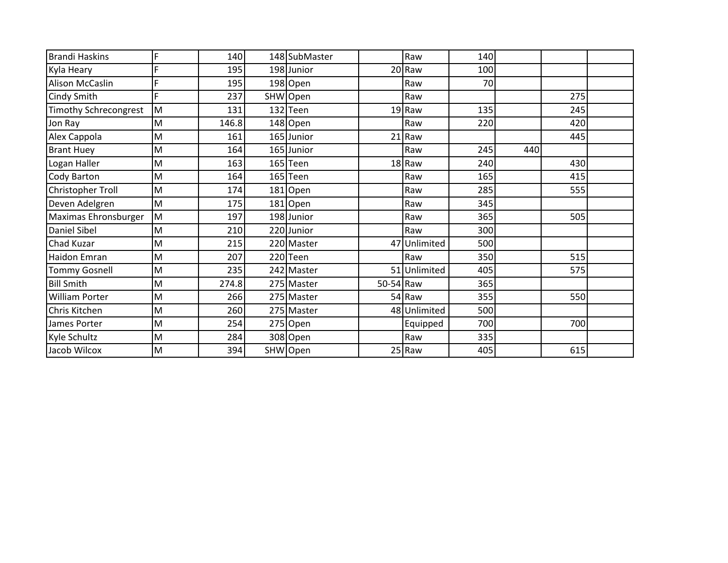| | | | | | | | | | | |
|---|---|---|---|---|---|---|---|---|---|---|
| Brandi Haskins | F | 140 | 148 | SubMaster | | Raw | 140 | | | |
| Kyla Heary | F | 195 | 198 | Junior | 20 | Raw | 100 | | | |
| Alison McCaslin | F | 195 | 198 | Open | | Raw | 70 | | | |
| Cindy Smith | F | 237 | SHW | Open | | Raw | | | 275 | |
| Timothy Schrecongrest | M | 131 | 132 | Teen | 19 | Raw | 135 | | 245 | |
| Jon Ray | M | 146.8 | 148 | Open | | Raw | 220 | | 420 | |
| Alex Cappola | M | 161 | 165 | Junior | 21 | Raw | | | 445 | |
| Brant Huey | M | 164 | 165 | Junior | | Raw | 245 | 440 | | |
| Logan Haller | M | 163 | 165 | Teen | 18 | Raw | 240 | | 430 | |
| Cody Barton | M | 164 | 165 | Teen | | Raw | 165 | | 415 | |
| Christopher Troll | M | 174 | 181 | Open | | Raw | 285 | | 555 | |
| Deven Adelgren | M | 175 | 181 | Open | | Raw | 345 | | | |
| Maximas Ehronsburger | M | 197 | 198 | Junior | | Raw | 365 | | 505 | |
| Daniel Sibel | M | 210 | 220 | Junior | | Raw | 300 | | | |
| Chad Kuzar | M | 215 | 220 | Master | 47 | Unlimited | 500 | | | |
| Haidon Emran | M | 207 | 220 | Teen | | Raw | 350 | | 515 | |
| Tommy Gosnell | M | 235 | 242 | Master | 51 | Unlimited | 405 | | 575 | |
| Bill Smith | M | 274.8 | 275 | Master | 50-54 | Raw | 365 | | | |
| William Porter | M | 266 | 275 | Master | 54 | Raw | 355 | | 550 | |
| Chris Kitchen | M | 260 | 275 | Master | 48 | Unlimited | 500 | | | |
| James Porter | M | 254 | 275 | Open | | Equipped | 700 | | 700 | |
| Kyle Schultz | M | 284 | 308 | Open | | Raw | 335 | | | |
| Jacob Wilcox | M | 394 | SHW | Open | 25 | Raw | 405 | | 615 | |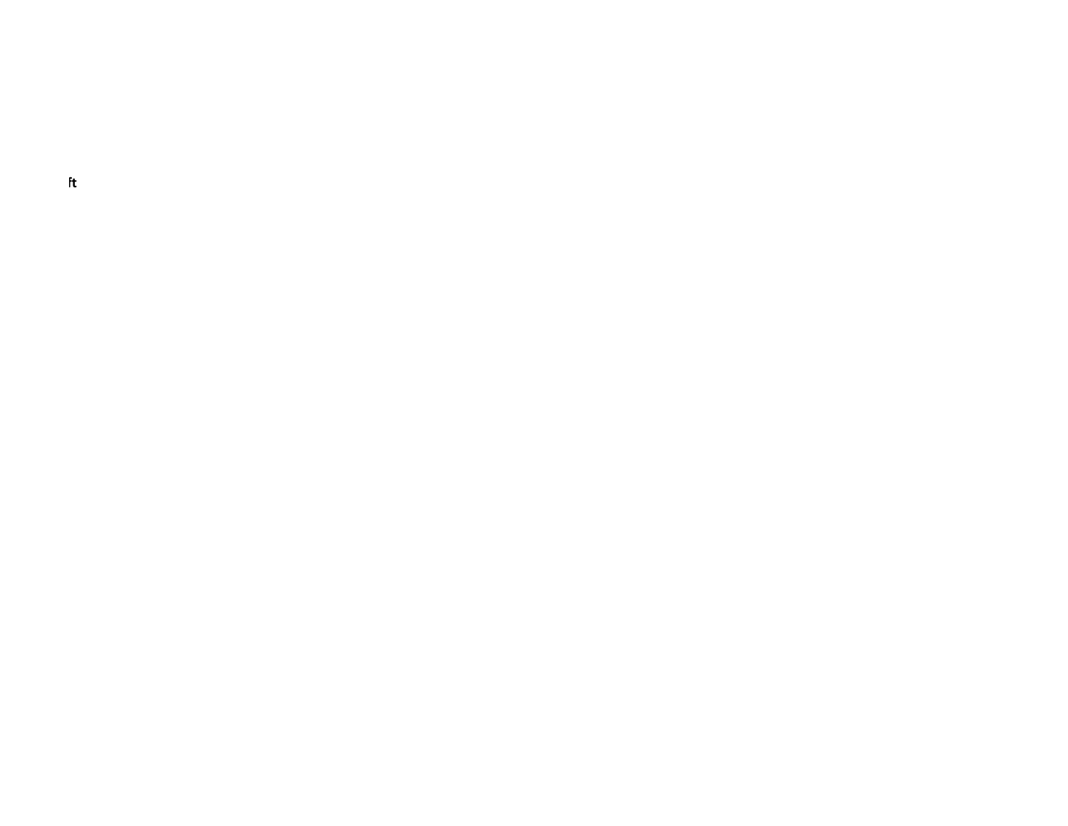ft